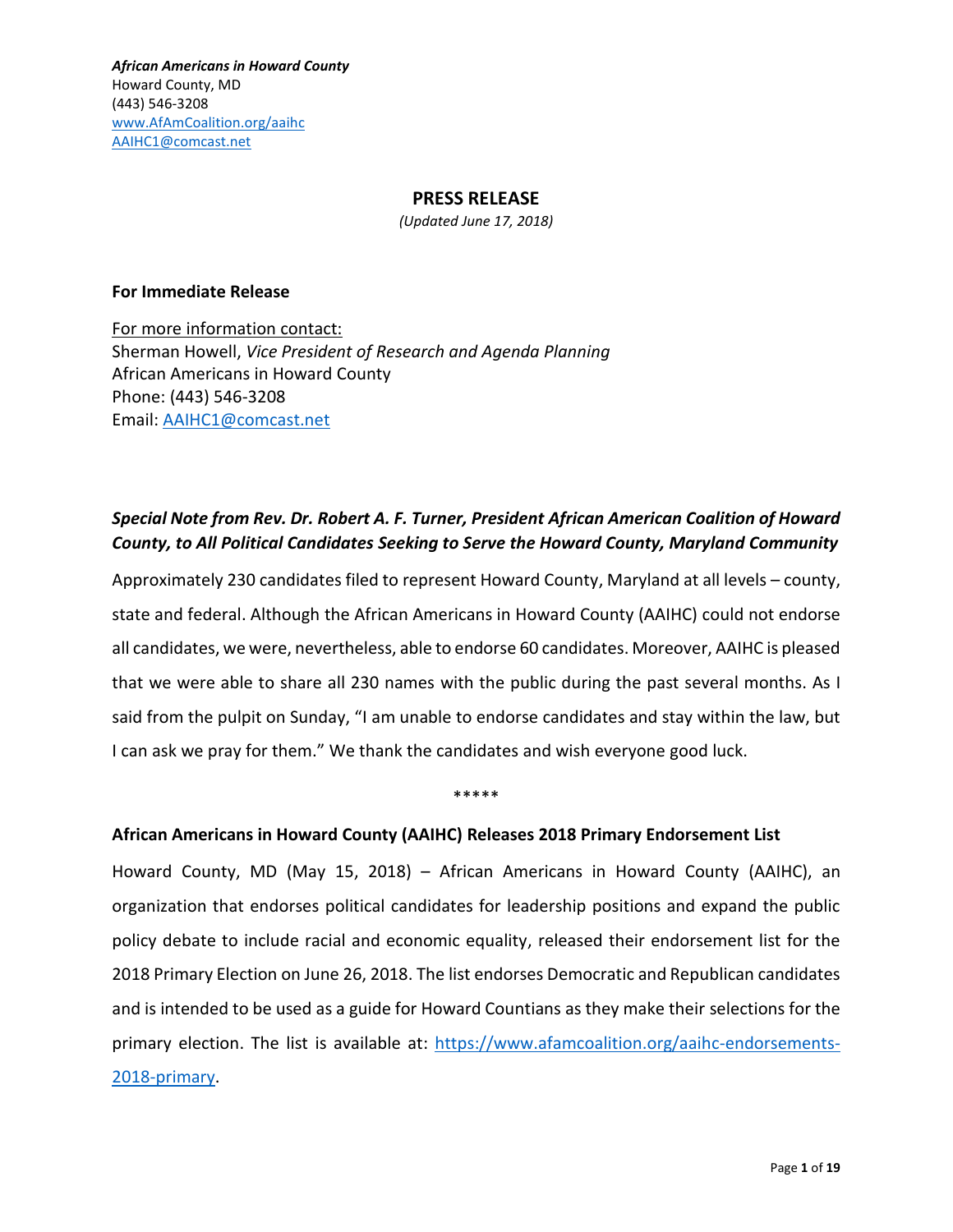***African Americans in Howard County***
Howard County, MD
(443) 546-3208
www.AfAmCoalition.org/aaihc
AAIHC1@comcast.net

## PRESS RELEASE

*(Updated June 17, 2018)*

**For Immediate Release**

For more information contact:
Sherman Howell, *Vice President of Research and Agenda Planning*
African Americans in Howard County
Phone: (443) 546-3208
Email: AAIHC1@comcast.net

### *Special Note from Rev. Dr. Robert A. F. Turner, President African American Coalition of Howard County, to All Political Candidates Seeking to Serve the Howard County, Maryland Community*

Approximately 230 candidates filed to represent Howard County, Maryland at all levels – county, state and federal. Although the African Americans in Howard County (AAIHC) could not endorse all candidates, we were, nevertheless, able to endorse 60 candidates. Moreover, AAIHC is pleased that we were able to share all 230 names with the public during the past several months. As I said from the pulpit on Sunday, "I am unable to endorse candidates and stay within the law, but I can ask we pray for them." We thank the candidates and wish everyone good luck.

*****

**African Americans in Howard County (AAIHC) Releases 2018 Primary Endorsement List**

Howard County, MD (May 15, 2018) – African Americans in Howard County (AAIHC), an organization that endorses political candidates for leadership positions and expand the public policy debate to include racial and economic equality, released their endorsement list for the 2018 Primary Election on June 26, 2018. The list endorses Democratic and Republican candidates and is intended to be used as a guide for Howard Countians as they make their selections for the primary election. The list is available at: https://www.afamcoalition.org/aaihc-endorsements-2018-primary.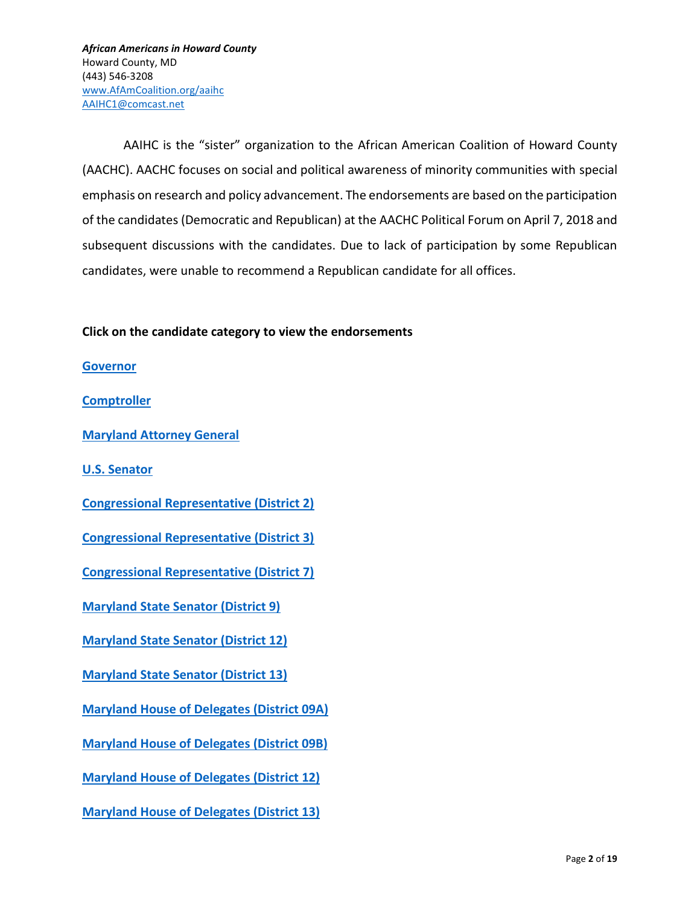***African Americans in Howard County***
Howard County, MD
(443) 546-3208
www.AfAmCoalition.org/aaihc
AAIHC1@comcast.net

AAIHC is the "sister" organization to the African American Coalition of Howard County (AACHC). AACHC focuses on social and political awareness of minority communities with special emphasis on research and policy advancement. The endorsements are based on the participation of the candidates (Democratic and Republican) at the AACHC Political Forum on April 7, 2018 and subsequent discussions with the candidates. Due to lack of participation by some Republican candidates, were unable to recommend a Republican candidate for all offices.

**Click on the candidate category to view the endorsements**

**Governor**

**Comptroller**

**Maryland Attorney General**

**U.S. Senator**

**Congressional Representative (District 2)**

**Congressional Representative (District 3)**

**Congressional Representative (District 7)**

**Maryland State Senator (District 9)**

**Maryland State Senator (District 12)**

**Maryland State Senator (District 13)**

**Maryland House of Delegates (District 09A)**

**Maryland House of Delegates (District 09B)**

**Maryland House of Delegates (District 12)**

**Maryland House of Delegates (District 13)**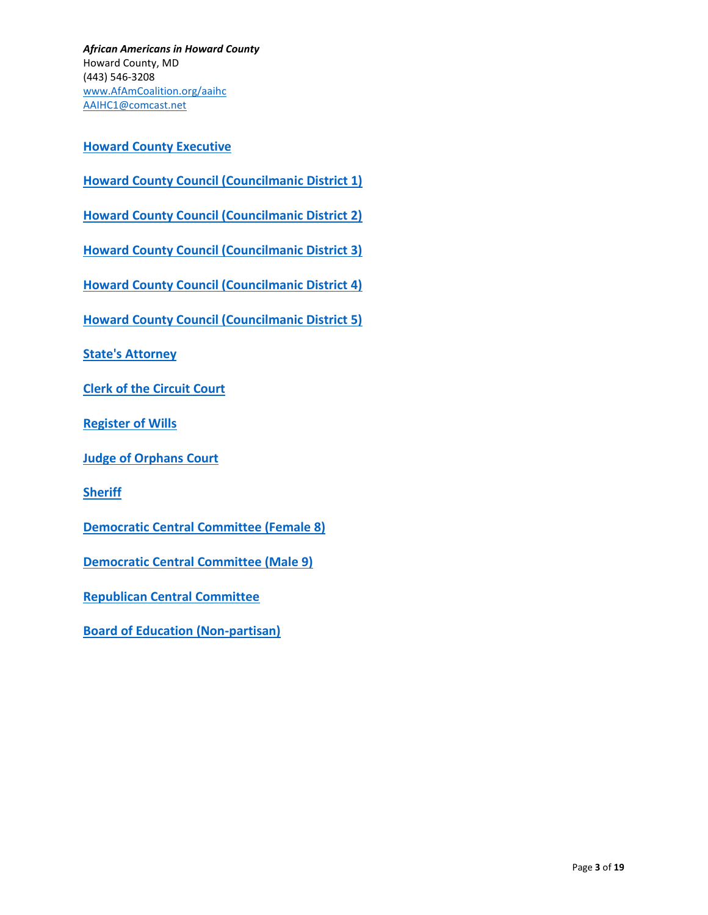***African Americans in Howard County***
Howard County, MD
(443) 546-3208
www.AfAmCoalition.org/aaihc
AAIHC1@comcast.net

**Howard County Executive**

**Howard County Council (Councilmanic District 1)**

**Howard County Council (Councilmanic District 2)**

**Howard County Council (Councilmanic District 3)**

**Howard County Council (Councilmanic District 4)**

**Howard County Council (Councilmanic District 5)**

**State's Attorney**

**Clerk of the Circuit Court**

**Register of Wills**

**Judge of Orphans Court**

**Sheriff**

**Democratic Central Committee (Female 8)**

**Democratic Central Committee (Male 9)**

**Republican Central Committee**

**Board of Education (Non-partisan)**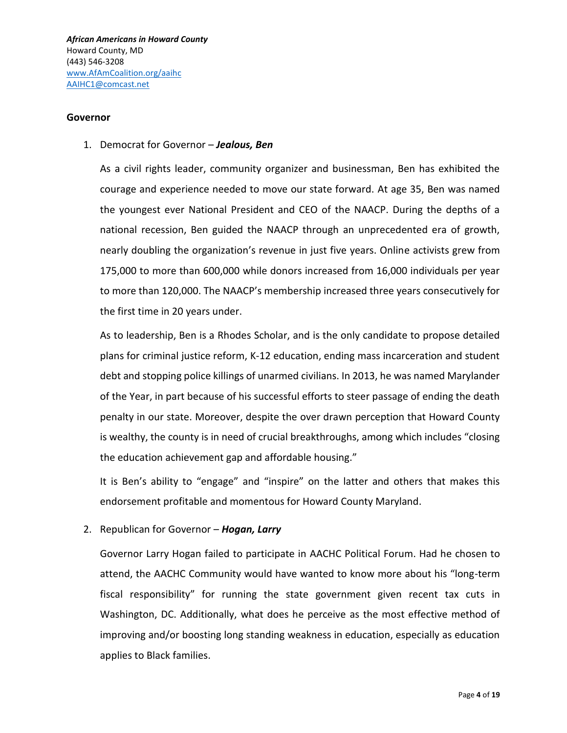*African Americans in Howard County*
Howard County, MD
(443) 546-3208
www.AfAmCoalition.org/aaihc
AAIHC1@comcast.net

**Governor**

1. Democrat for Governor – ***Jealous, Ben***

   As a civil rights leader, community organizer and businessman, Ben has exhibited the courage and experience needed to move our state forward. At age 35, Ben was named the youngest ever National President and CEO of the NAACP. During the depths of a national recession, Ben guided the NAACP through an unprecedented era of growth, nearly doubling the organization's revenue in just five years. Online activists grew from 175,000 to more than 600,000 while donors increased from 16,000 individuals per year to more than 120,000. The NAACP's membership increased three years consecutively for the first time in 20 years under.

   As to leadership, Ben is a Rhodes Scholar, and is the only candidate to propose detailed plans for criminal justice reform, K-12 education, ending mass incarceration and student debt and stopping police killings of unarmed civilians. In 2013, he was named Marylander of the Year, in part because of his successful efforts to steer passage of ending the death penalty in our state. Moreover, despite the over drawn perception that Howard County is wealthy, the county is in need of crucial breakthroughs, among which includes "closing the education achievement gap and affordable housing."

   It is Ben's ability to "engage" and "inspire" on the latter and others that makes this endorsement profitable and momentous for Howard County Maryland.

2. Republican for Governor – ***Hogan, Larry***

   Governor Larry Hogan failed to participate in AACHC Political Forum. Had he chosen to attend, the AACHC Community would have wanted to know more about his "long-term fiscal responsibility" for running the state government given recent tax cuts in Washington, DC. Additionally, what does he perceive as the most effective method of improving and/or boosting long standing weakness in education, especially as education applies to Black families.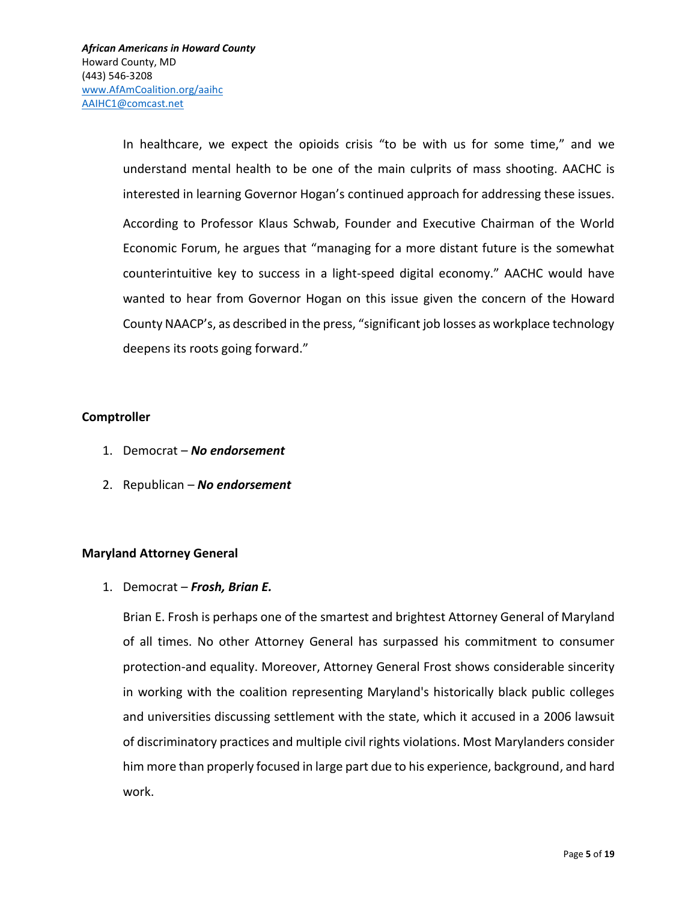In healthcare, we expect the opioids crisis "to be with us for some time," and we understand mental health to be one of the main culprits of mass shooting. AACHC is interested in learning Governor Hogan's continued approach for addressing these issues.

According to Professor Klaus Schwab, Founder and Executive Chairman of the World Economic Forum, he argues that "managing for a more distant future is the somewhat counterintuitive key to success in a light-speed digital economy." AACHC would have wanted to hear from Governor Hogan on this issue given the concern of the Howard County NAACP's, as described in the press, "significant job losses as workplace technology deepens its roots going forward."

**Comptroller**

1. Democrat – ***No endorsement***
2. Republican – ***No endorsement***

**Maryland Attorney General**

1. Democrat – ***Frosh, Brian E.***

   Brian E. Frosh is perhaps one of the smartest and brightest Attorney General of Maryland of all times. No other Attorney General has surpassed his commitment to consumer protection-and equality. Moreover, Attorney General Frost shows considerable sincerity in working with the coalition representing Maryland's historically black public colleges and universities discussing settlement with the state, which it accused in a 2006 lawsuit of discriminatory practices and multiple civil rights violations. Most Marylanders consider him more than properly focused in large part due to his experience, background, and hard work.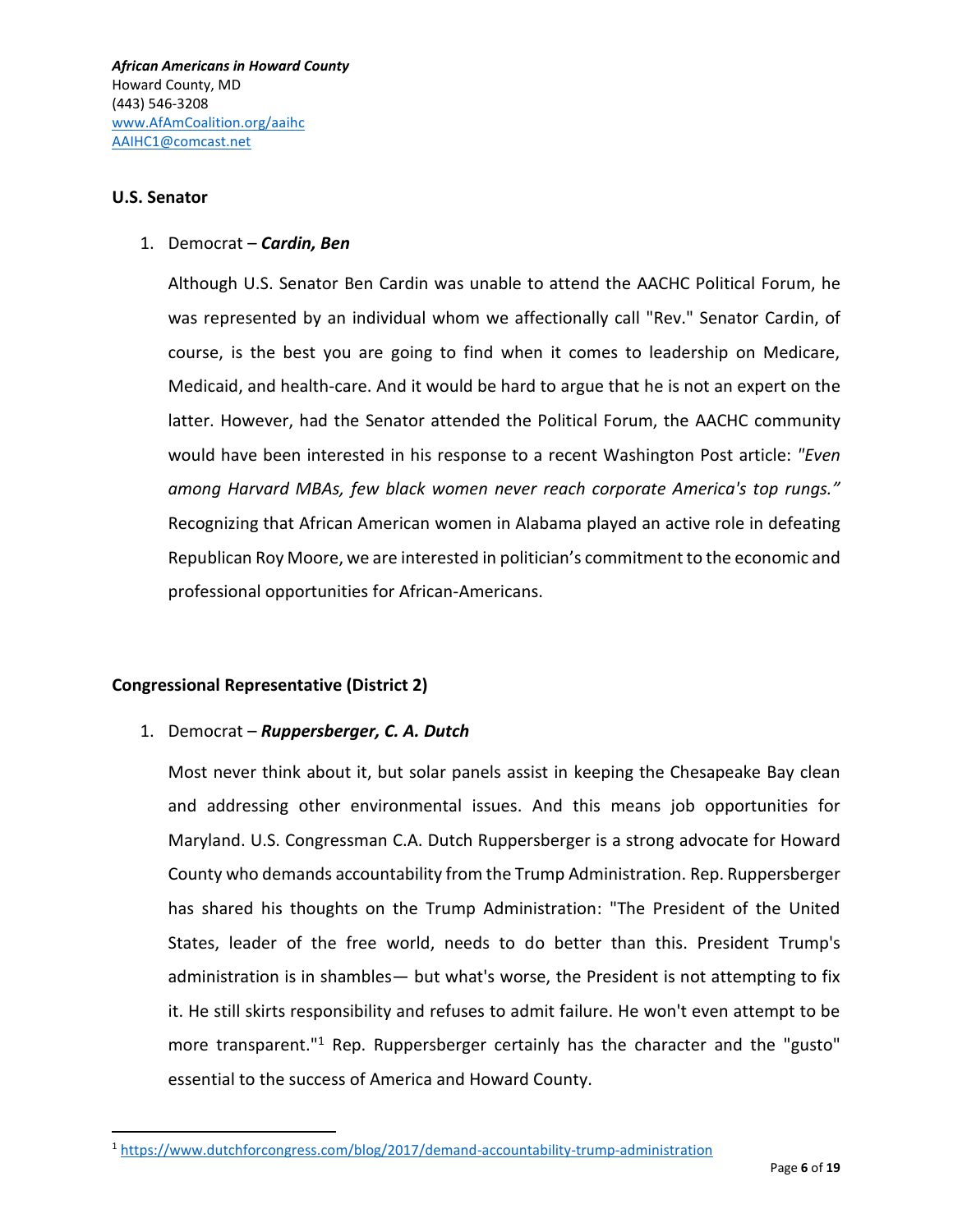*African Americans in Howard County*
Howard County, MD
(443) 546-3208
[www.AfAmCoalition.org/aaihc](http://www.AfAmCoalition.org/aaihc)
[AAIHC1@comcast.net](mailto:AAIHC1@comcast.net)

### U.S. Senator

1. Democrat – ***Cardin, Ben***

   Although U.S. Senator Ben Cardin was unable to attend the AACHC Political Forum, he was represented by an individual whom we affectionally call "Rev." Senator Cardin, of course, is the best you are going to find when it comes to leadership on Medicare, Medicaid, and health-care. And it would be hard to argue that he is not an expert on the latter. However, had the Senator attended the Political Forum, the AACHC community would have been interested in his response to a recent Washington Post article: *"Even among Harvard MBAs, few black women never reach corporate America's top rungs."* Recognizing that African American women in Alabama played an active role in defeating Republican Roy Moore, we are interested in politician's commitment to the economic and professional opportunities for African-Americans.

### Congressional Representative (District 2)

1. Democrat – ***Ruppersberger, C. A. Dutch***

   Most never think about it, but solar panels assist in keeping the Chesapeake Bay clean and addressing other environmental issues. And this means job opportunities for Maryland. U.S. Congressman C.A. Dutch Ruppersberger is a strong advocate for Howard County who demands accountability from the Trump Administration. Rep. Ruppersberger has shared his thoughts on the Trump Administration: "The President of the United States, leader of the free world, needs to do better than this. President Trump's administration is in shambles— but what's worse, the President is not attempting to fix it. He still skirts responsibility and refuses to admit failure. He won't even attempt to be more transparent."[1] Rep. Ruppersberger certainly has the character and the "gusto" essential to the success of America and Howard County.

---

[1] https://www.dutchforcongress.com/blog/2017/demand-accountability-trump-administration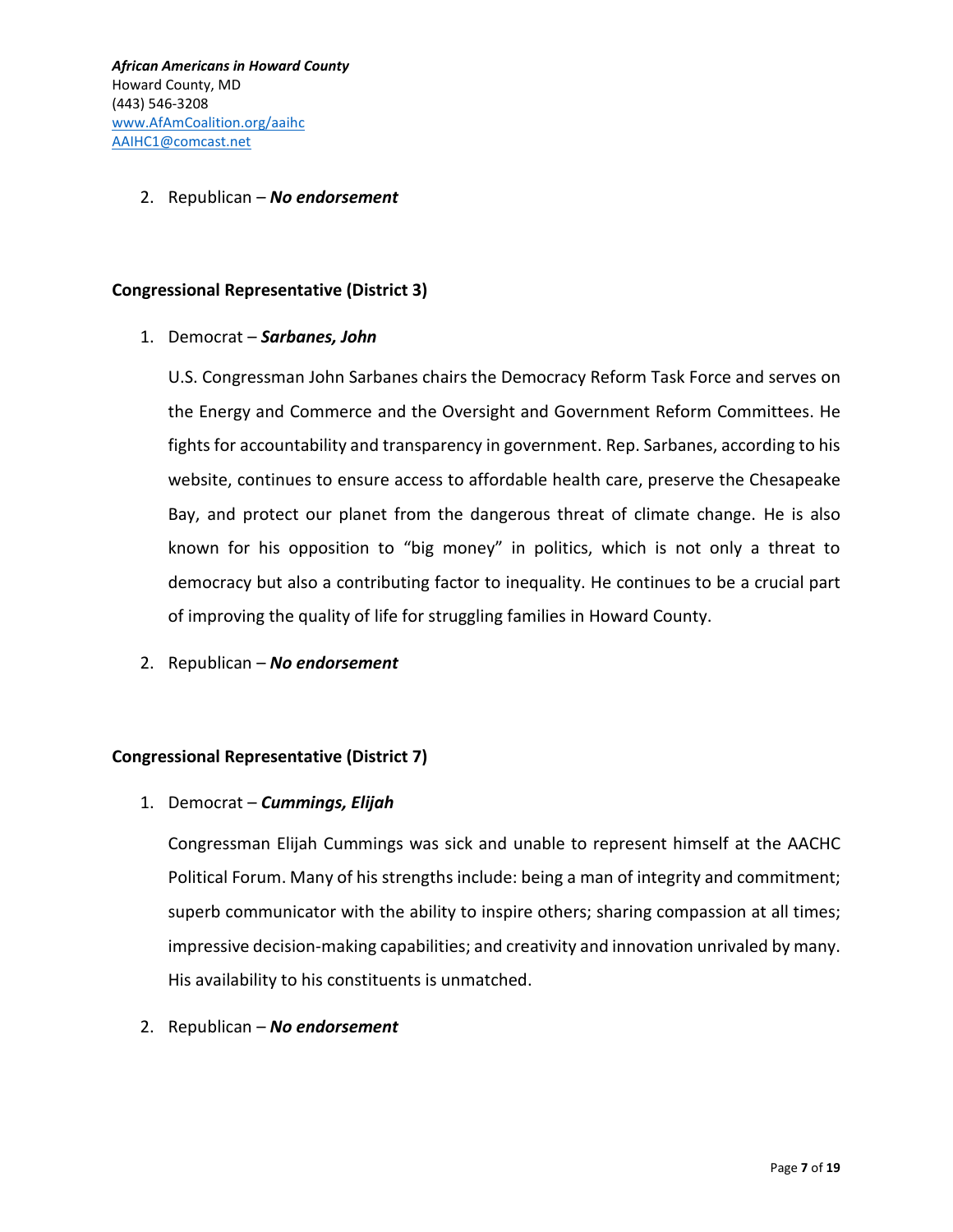2. Republican – ***No endorsement***

**Congressional Representative (District 3)**

1. Democrat – ***Sarbanes, John***

   U.S. Congressman John Sarbanes chairs the Democracy Reform Task Force and serves on the Energy and Commerce and the Oversight and Government Reform Committees. He fights for accountability and transparency in government. Rep. Sarbanes, according to his website, continues to ensure access to affordable health care, preserve the Chesapeake Bay, and protect our planet from the dangerous threat of climate change. He is also known for his opposition to "big money" in politics, which is not only a threat to democracy but also a contributing factor to inequality. He continues to be a crucial part of improving the quality of life for struggling families in Howard County.

2. Republican – ***No endorsement***

**Congressional Representative (District 7)**

1. Democrat – ***Cummings, Elijah***

   Congressman Elijah Cummings was sick and unable to represent himself at the AACHC Political Forum. Many of his strengths include: being a man of integrity and commitment; superb communicator with the ability to inspire others; sharing compassion at all times; impressive decision-making capabilities; and creativity and innovation unrivaled by many. His availability to his constituents is unmatched.

2. Republican – ***No endorsement***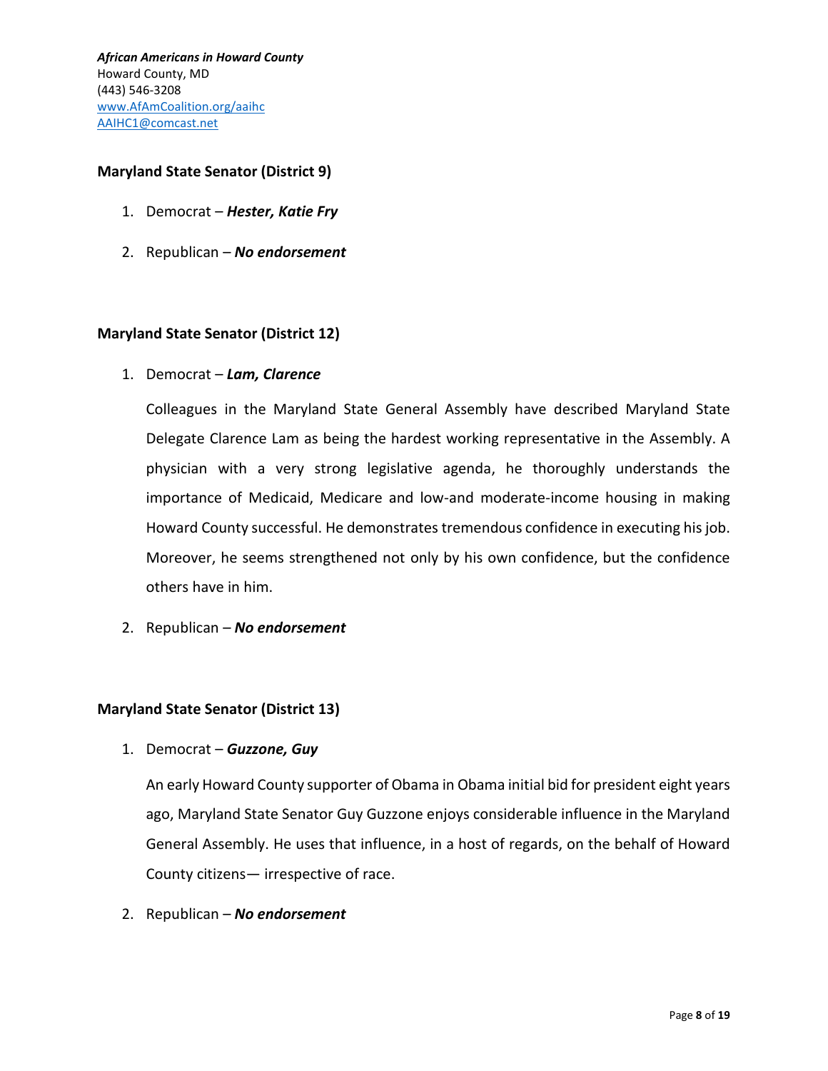### Maryland State Senator (District 9)

1. Democrat – ***Hester, Katie Fry***
2. Republican – ***No endorsement***

### Maryland State Senator (District 12)

1. Democrat – ***Lam, Clarence***

   Colleagues in the Maryland State General Assembly have described Maryland State Delegate Clarence Lam as being the hardest working representative in the Assembly. A physician with a very strong legislative agenda, he thoroughly understands the importance of Medicaid, Medicare and low-and moderate-income housing in making Howard County successful. He demonstrates tremendous confidence in executing his job. Moreover, he seems strengthened not only by his own confidence, but the confidence others have in him.

2. Republican – ***No endorsement***

### Maryland State Senator (District 13)

1. Democrat – ***Guzzone, Guy***

   An early Howard County supporter of Obama in Obama initial bid for president eight years ago, Maryland State Senator Guy Guzzone enjoys considerable influence in the Maryland General Assembly. He uses that influence, in a host of regards, on the behalf of Howard County citizens— irrespective of race.

2. Republican – ***No endorsement***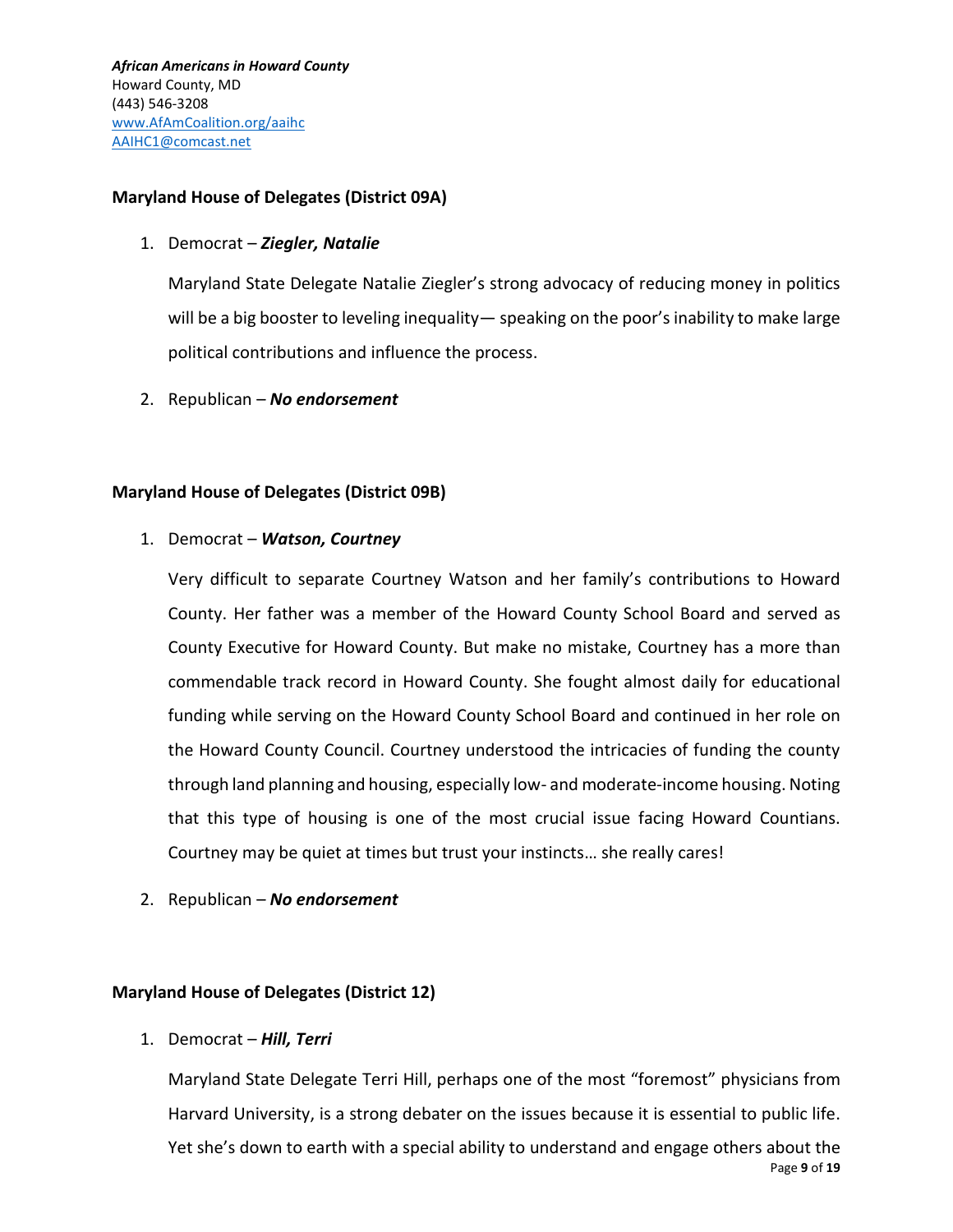*African Americans in Howard County*
Howard County, MD
(443) 546-3208
www.AfAmCoalition.org/aihc
AAIHC1@comcast.net

**Maryland House of Delegates (District 09A)**

1. Democrat – ***Ziegler, Natalie***

   Maryland State Delegate Natalie Ziegler's strong advocacy of reducing money in politics will be a big booster to leveling inequality— speaking on the poor's inability to make large political contributions and influence the process.

2. Republican – ***No endorsement***

**Maryland House of Delegates (District 09B)**

1. Democrat – ***Watson, Courtney***

   Very difficult to separate Courtney Watson and her family's contributions to Howard County. Her father was a member of the Howard County School Board and served as County Executive for Howard County. But make no mistake, Courtney has a more than commendable track record in Howard County. She fought almost daily for educational funding while serving on the Howard County School Board and continued in her role on the Howard County Council. Courtney understood the intricacies of funding the county through land planning and housing, especially low- and moderate-income housing. Noting that this type of housing is one of the most crucial issue facing Howard Countians. Courtney may be quiet at times but trust your instincts… she really cares!

2. Republican – ***No endorsement***

**Maryland House of Delegates (District 12)**

1. Democrat – ***Hill, Terri***

   Maryland State Delegate Terri Hill, perhaps one of the most "foremost" physicians from Harvard University, is a strong debater on the issues because it is essential to public life. Yet she's down to earth with a special ability to understand and engage others about the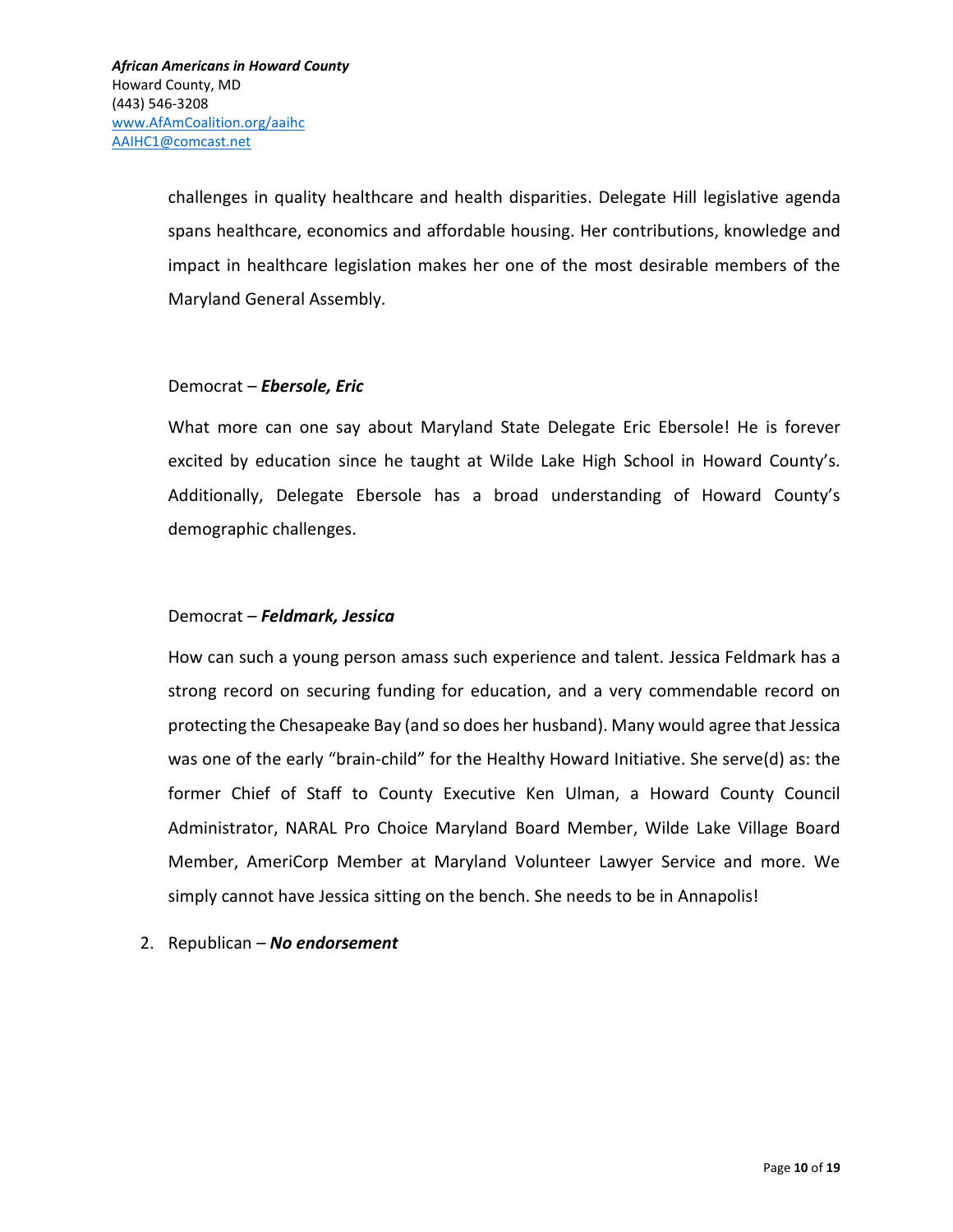challenges in quality healthcare and health disparities. Delegate Hill legislative agenda spans healthcare, economics and affordable housing. Her contributions, knowledge and impact in healthcare legislation makes her one of the most desirable members of the Maryland General Assembly.

Democrat – ***Ebersole, Eric***

What more can one say about Maryland State Delegate Eric Ebersole! He is forever excited by education since he taught at Wilde Lake High School in Howard County's. Additionally, Delegate Ebersole has a broad understanding of Howard County's demographic challenges.

Democrat – ***Feldmark, Jessica***

How can such a young person amass such experience and talent. Jessica Feldmark has a strong record on securing funding for education, and a very commendable record on protecting the Chesapeake Bay (and so does her husband). Many would agree that Jessica was one of the early "brain-child" for the Healthy Howard Initiative. She serve(d) as: the former Chief of Staff to County Executive Ken Ulman, a Howard County Council Administrator, NARAL Pro Choice Maryland Board Member, Wilde Lake Village Board Member, AmeriCorp Member at Maryland Volunteer Lawyer Service and more. We simply cannot have Jessica sitting on the bench. She needs to be in Annapolis!

2. Republican – ***No endorsement***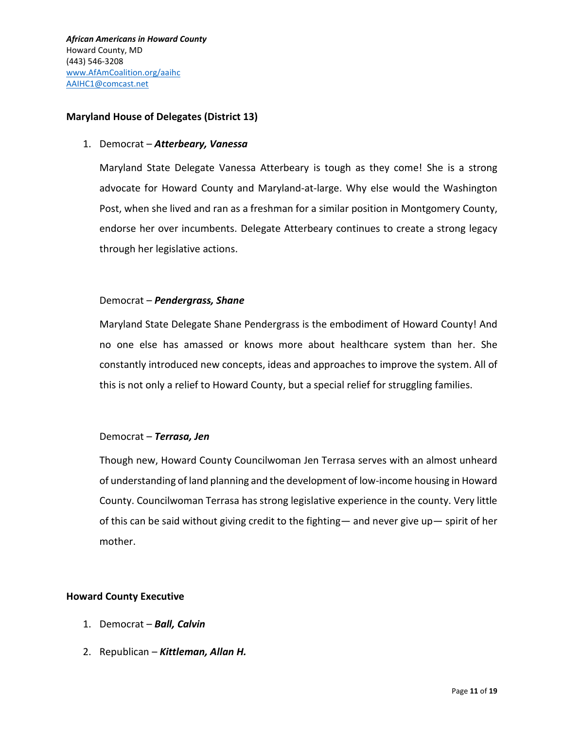*African Americans in Howard County*
Howard County, MD
(443) 546-3208
www.AfAmCoalition.org/aaihc
AAIHC1@comcast.net

**Maryland House of Delegates (District 13)**

1. Democrat – ***Atterbeary, Vanessa***

   Maryland State Delegate Vanessa Atterbeary is tough as they come! She is a strong advocate for Howard County and Maryland-at-large. Why else would the Washington Post, when she lived and ran as a freshman for a similar position in Montgomery County, endorse her over incumbents. Delegate Atterbeary continues to create a strong legacy through her legislative actions.

   Democrat – ***Pendergrass, Shane***

   Maryland State Delegate Shane Pendergrass is the embodiment of Howard County! And no one else has amassed or knows more about healthcare system than her. She constantly introduced new concepts, ideas and approaches to improve the system. All of this is not only a relief to Howard County, but a special relief for struggling families.

   Democrat – ***Terrasa, Jen***

   Though new, Howard County Councilwoman Jen Terrasa serves with an almost unheard of understanding of land planning and the development of low-income housing in Howard County. Councilwoman Terrasa has strong legislative experience in the county. Very little of this can be said without giving credit to the fighting— and never give up— spirit of her mother.

**Howard County Executive**

1. Democrat – ***Ball, Calvin***
2. Republican – ***Kittleman, Allan H.***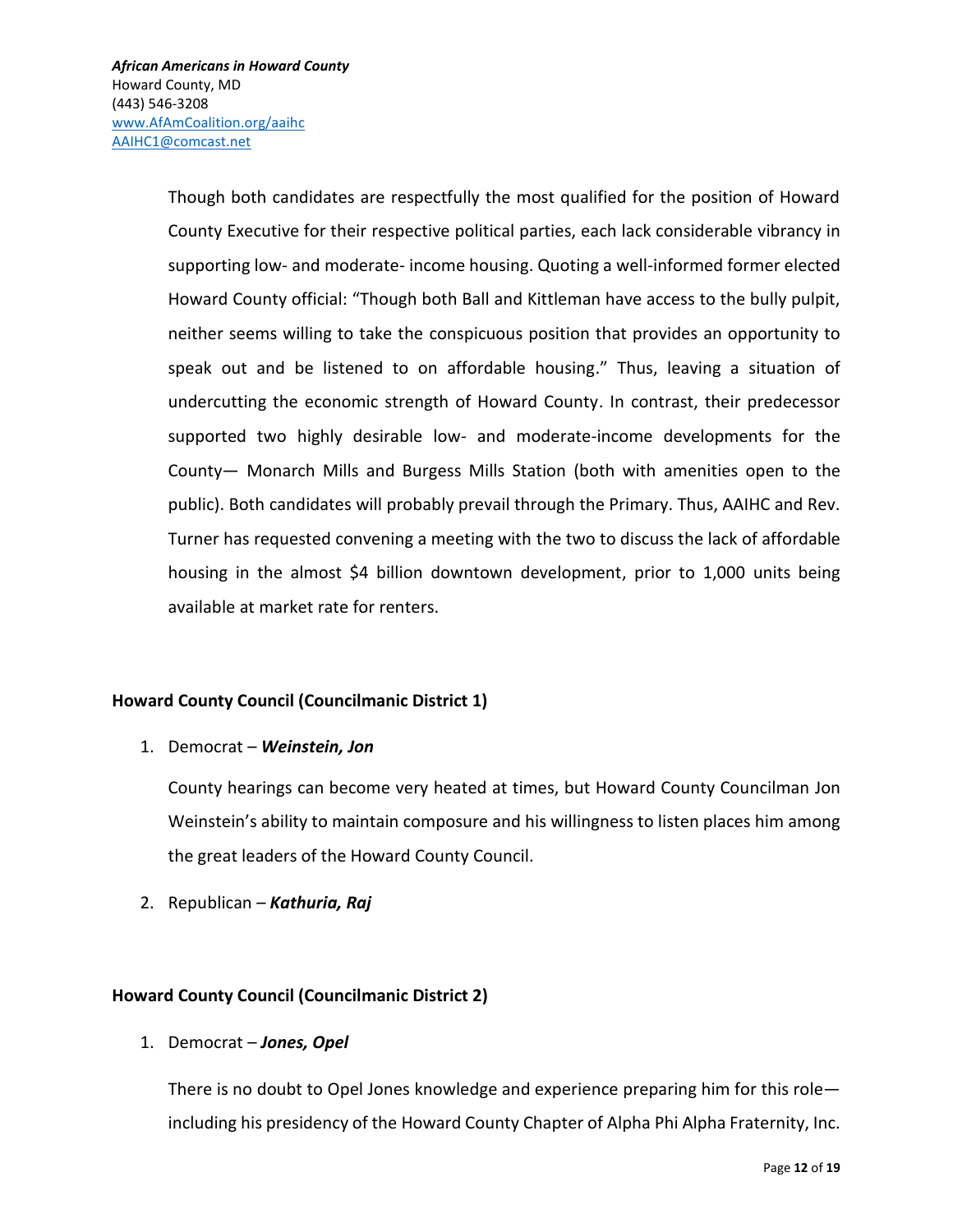Though both candidates are respectfully the most qualified for the position of Howard County Executive for their respective political parties, each lack considerable vibrancy in supporting low- and moderate- income housing. Quoting a well-informed former elected Howard County official: "Though both Ball and Kittleman have access to the bully pulpit, neither seems willing to take the conspicuous position that provides an opportunity to speak out and be listened to on affordable housing." Thus, leaving a situation of undercutting the economic strength of Howard County. In contrast, their predecessor supported two highly desirable low- and moderate-income developments for the County— Monarch Mills and Burgess Mills Station (both with amenities open to the public). Both candidates will probably prevail through the Primary. Thus, AAIHC and Rev. Turner has requested convening a meeting with the two to discuss the lack of affordable housing in the almost $4 billion downtown development, prior to 1,000 units being available at market rate for renters.

**Howard County Council (Councilmanic District 1)**

1. Democrat – ***Weinstein, Jon***

   County hearings can become very heated at times, but Howard County Councilman Jon Weinstein's ability to maintain composure and his willingness to listen places him among the great leaders of the Howard County Council.

2. Republican – ***Kathuria, Raj***

**Howard County Council (Councilmanic District 2)**

1. Democrat – ***Jones, Opel***

   There is no doubt to Opel Jones knowledge and experience preparing him for this role—including his presidency of the Howard County Chapter of Alpha Phi Alpha Fraternity, Inc.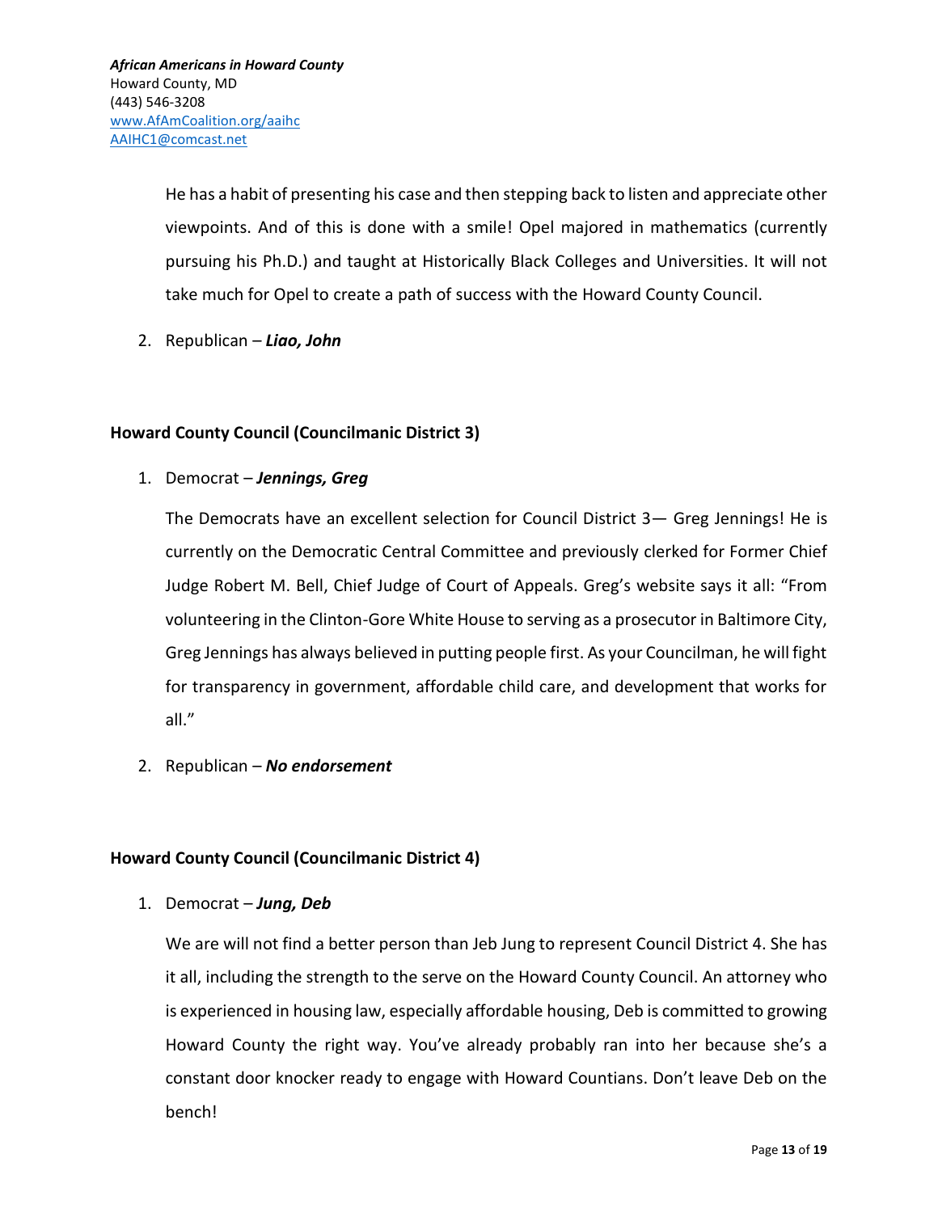He has a habit of presenting his case and then stepping back to listen and appreciate other viewpoints. And of this is done with a smile! Opel majored in mathematics (currently pursuing his Ph.D.) and taught at Historically Black Colleges and Universities. It will not take much for Opel to create a path of success with the Howard County Council.

2. Republican – ***Liao, John***

**Howard County Council (Councilmanic District 3)**

1. Democrat – ***Jennings, Greg***

   The Democrats have an excellent selection for Council District 3— Greg Jennings! He is currently on the Democratic Central Committee and previously clerked for Former Chief Judge Robert M. Bell, Chief Judge of Court of Appeals. Greg's website says it all: "From volunteering in the Clinton-Gore White House to serving as a prosecutor in Baltimore City, Greg Jennings has always believed in putting people first. As your Councilman, he will fight for transparency in government, affordable child care, and development that works for all."

2. Republican – ***No endorsement***

**Howard County Council (Councilmanic District 4)**

1. Democrat – ***Jung, Deb***

   We are will not find a better person than Jeb Jung to represent Council District 4. She has it all, including the strength to the serve on the Howard County Council. An attorney who is experienced in housing law, especially affordable housing, Deb is committed to growing Howard County the right way. You've already probably ran into her because she's a constant door knocker ready to engage with Howard Countians. Don't leave Deb on the bench!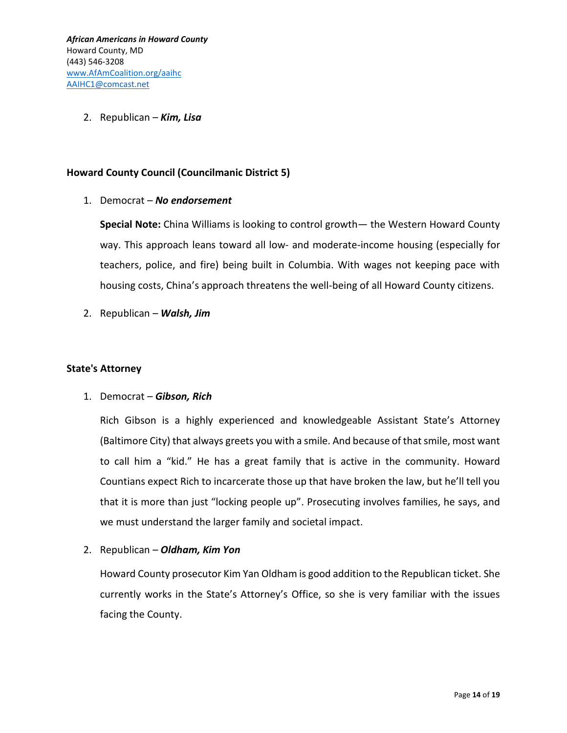2. Republican – ***Kim, Lisa***

**Howard County Council (Councilmanic District 5)**

1. Democrat – ***No endorsement***

   **Special Note:** China Williams is looking to control growth— the Western Howard County way. This approach leans toward all low- and moderate-income housing (especially for teachers, police, and fire) being built in Columbia. With wages not keeping pace with housing costs, China's approach threatens the well-being of all Howard County citizens.

2. Republican – ***Walsh, Jim***

**State's Attorney**

1. Democrat – ***Gibson, Rich***

   Rich Gibson is a highly experienced and knowledgeable Assistant State's Attorney (Baltimore City) that always greets you with a smile. And because of that smile, most want to call him a "kid." He has a great family that is active in the community. Howard Countians expect Rich to incarcerate those up that have broken the law, but he'll tell you that it is more than just "locking people up". Prosecuting involves families, he says, and we must understand the larger family and societal impact.

2. Republican – ***Oldham, Kim Yon***

   Howard County prosecutor Kim Yan Oldham is good addition to the Republican ticket. She currently works in the State's Attorney's Office, so she is very familiar with the issues facing the County.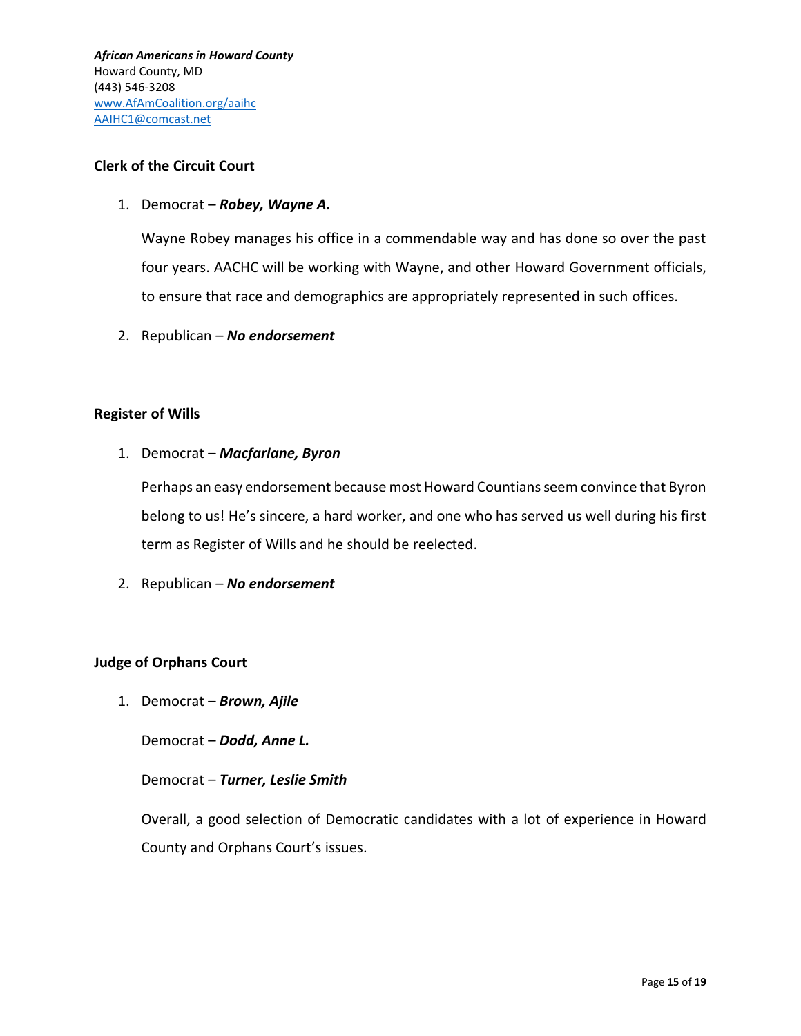*African Americans in Howard County*
Howard County, MD
(443) 546-3208
[www.AfAmCoalition.org/aaihc](http://www.AfAmCoalition.org/aaihc)
[AAIHC1@comcast.net](mailto:AAIHC1@comcast.net)

**Clerk of the Circuit Court**

1. Democrat – ***Robey, Wayne A.***

   Wayne Robey manages his office in a commendable way and has done so over the past four years. AACHC will be working with Wayne, and other Howard Government officials, to ensure that race and demographics are appropriately represented in such offices.

2. Republican – ***No endorsement***

**Register of Wills**

1. Democrat – ***Macfarlane, Byron***

   Perhaps an easy endorsement because most Howard Countians seem convince that Byron belong to us! He's sincere, a hard worker, and one who has served us well during his first term as Register of Wills and he should be reelected.

2. Republican – ***No endorsement***

**Judge of Orphans Court**

1. Democrat – ***Brown, Ajile***

   Democrat – ***Dodd, Anne L.***

   Democrat – ***Turner, Leslie Smith***

   Overall, a good selection of Democratic candidates with a lot of experience in Howard County and Orphans Court's issues.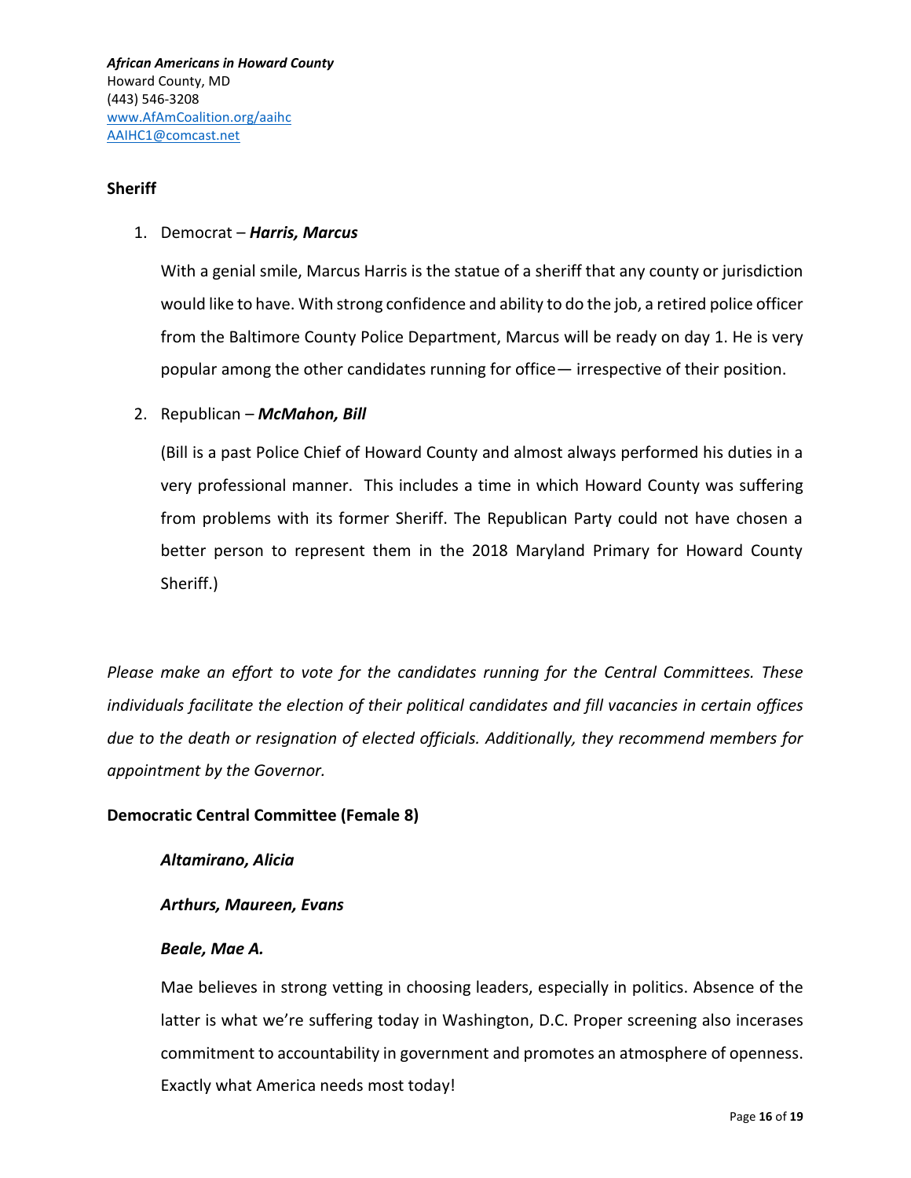*African Americans in Howard County*
Howard County, MD
(443) 546-3208
www.AfAmCoalition.org/aaihc
AAIHC1@comcast.net

**Sheriff**

1. Democrat – ***Harris, Marcus***

   With a genial smile, Marcus Harris is the statue of a sheriff that any county or jurisdiction would like to have. With strong confidence and ability to do the job, a retired police officer from the Baltimore County Police Department, Marcus will be ready on day 1. He is very popular among the other candidates running for office— irrespective of their position.

2. Republican – ***McMahon, Bill***

   (Bill is a past Police Chief of Howard County and almost always performed his duties in a very professional manner. This includes a time in which Howard County was suffering from problems with its former Sheriff. The Republican Party could not have chosen a better person to represent them in the 2018 Maryland Primary for Howard County Sheriff.)

*Please make an effort to vote for the candidates running for the Central Committees. These individuals facilitate the election of their political candidates and fill vacancies in certain offices due to the death or resignation of elected officials. Additionally, they recommend members for appointment by the Governor.*

**Democratic Central Committee (Female 8)**

***Altamirano, Alicia***

***Arthurs, Maureen, Evans***

***Beale, Mae A.***

Mae believes in strong vetting in choosing leaders, especially in politics. Absence of the latter is what we're suffering today in Washington, D.C. Proper screening also incerases commitment to accountability in government and promotes an atmosphere of openness. Exactly what America needs most today!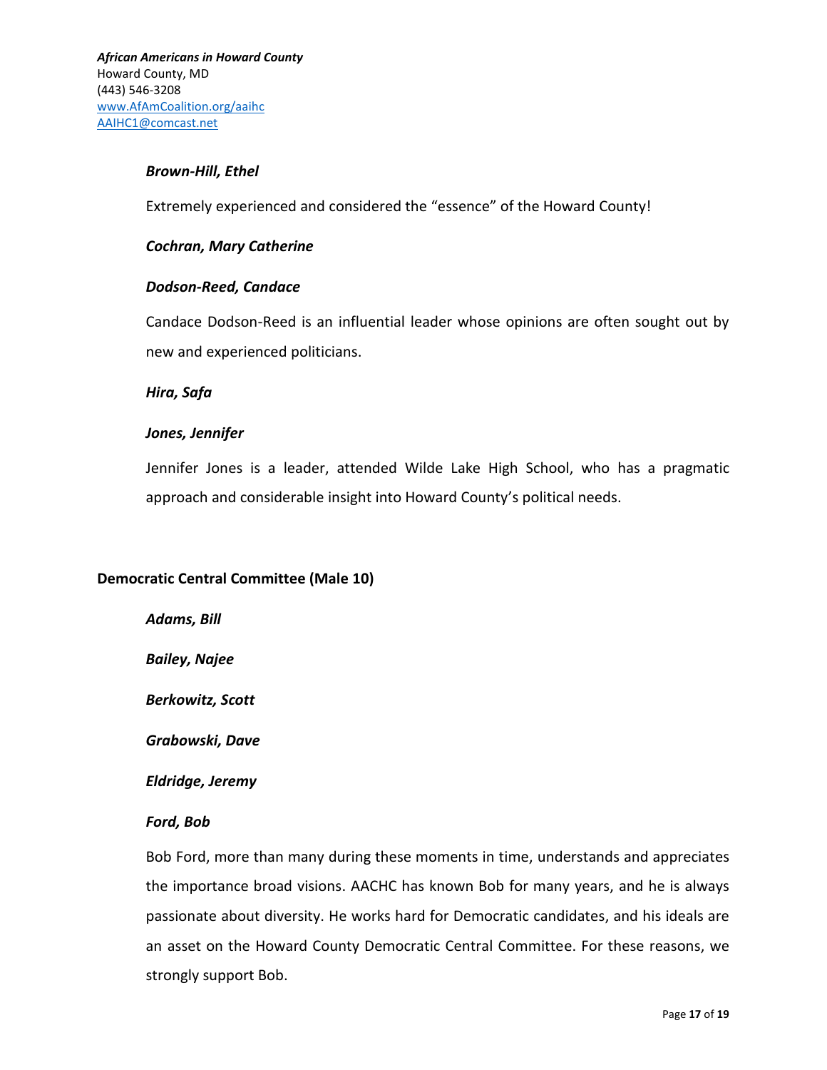***Brown-Hill, Ethel***

Extremely experienced and considered the "essence" of the Howard County!

***Cochran, Mary Catherine***

***Dodson-Reed, Candace***

Candace Dodson-Reed is an influential leader whose opinions are often sought out by new and experienced politicians.

***Hira, Safa***

***Jones, Jennifer***

Jennifer Jones is a leader, attended Wilde Lake High School, who has a pragmatic approach and considerable insight into Howard County's political needs.

**Democratic Central Committee (Male 10)**

***Adams, Bill***

***Bailey, Najee***

***Berkowitz, Scott***

***Grabowski, Dave***

***Eldridge, Jeremy***

***Ford, Bob***

Bob Ford, more than many during these moments in time, understands and appreciates the importance broad visions. AACHC has known Bob for many years, and he is always passionate about diversity. He works hard for Democratic candidates, and his ideals are an asset on the Howard County Democratic Central Committee. For these reasons, we strongly support Bob.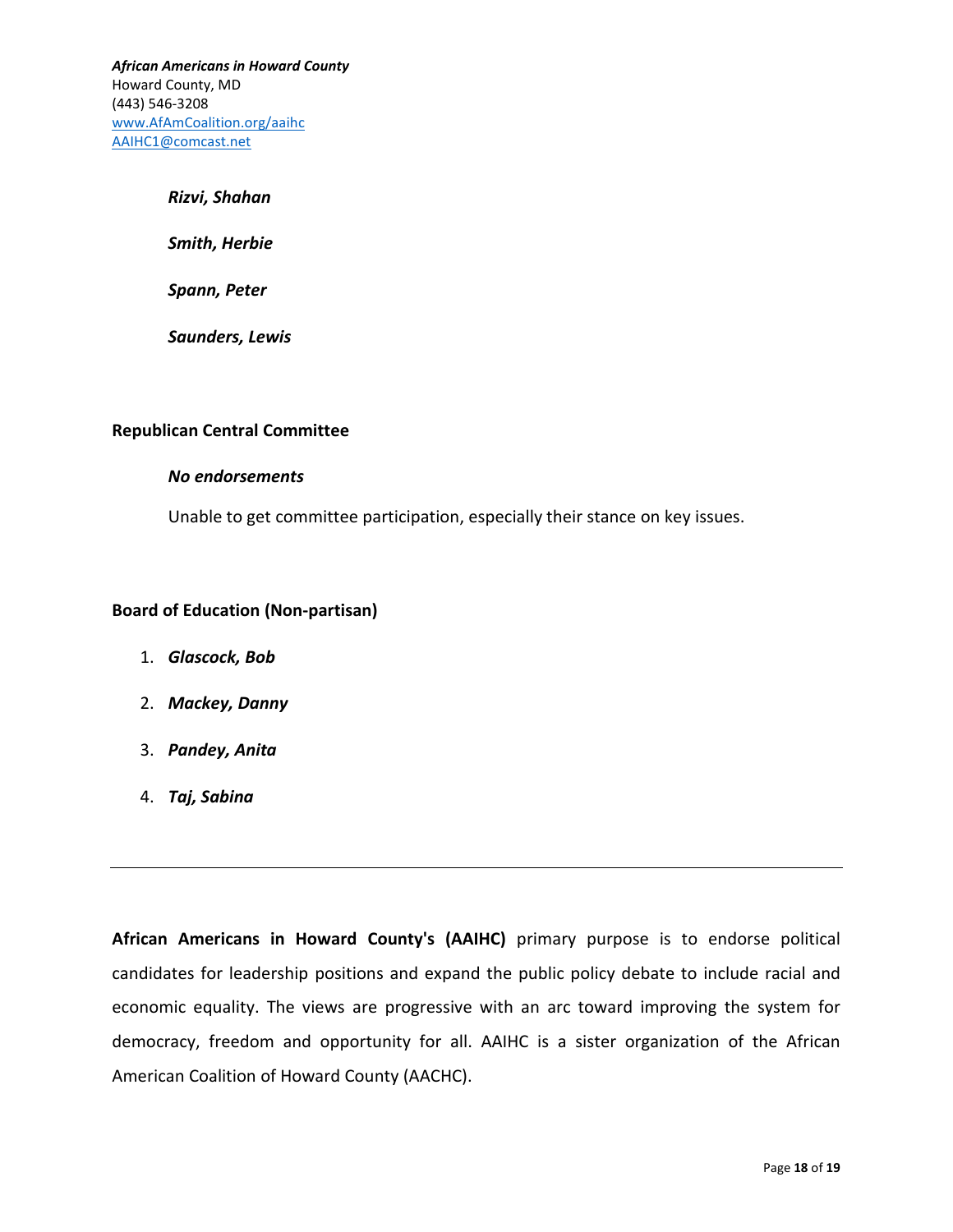***Rizvi, Shahan***

***Smith, Herbie***

***Spann, Peter***

***Saunders, Lewis***

**Republican Central Committee**

***No endorsements***

Unable to get committee participation, especially their stance on key issues.

**Board of Education (Non-partisan)**

1. ***Glascock, Bob***
2. ***Mackey, Danny***
3. ***Pandey, Anita***
4. ***Taj, Sabina***

---

**African Americans in Howard County's (AAIHC)** primary purpose is to endorse political candidates for leadership positions and expand the public policy debate to include racial and economic equality. The views are progressive with an arc toward improving the system for democracy, freedom and opportunity for all. AAIHC is a sister organization of the African American Coalition of Howard County (AACHC).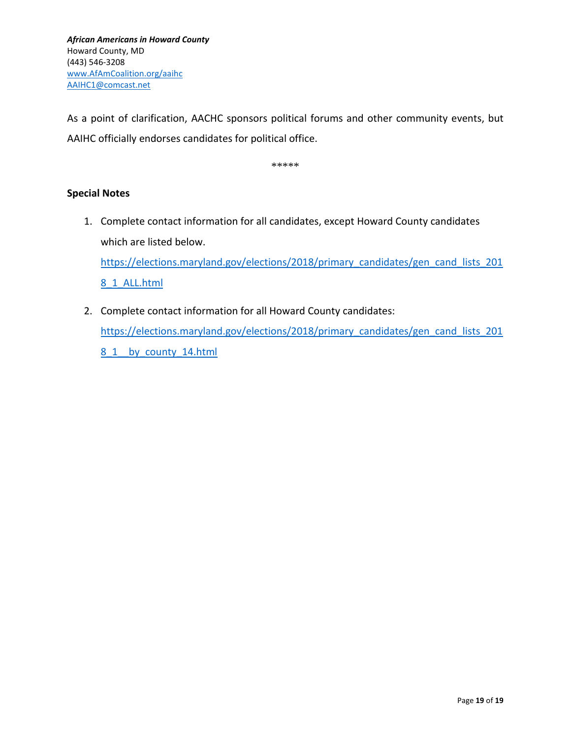***African Americans in Howard County***
Howard County, MD
(443) 546-3208
www.AfAmCoalition.org/aaihc
AAIHC1@comcast.net

As a point of clarification, AACHC sponsors political forums and other community events, but AAIHC officially endorses candidates for political office.

*****

**Special Notes**

1. Complete contact information for all candidates, except Howard County candidates which are listed below.
   https://elections.maryland.gov/elections/2018/primary_candidates/gen_cand_lists_2018_1_ALL.html
2. Complete contact information for all Howard County candidates:
   https://elections.maryland.gov/elections/2018/primary_candidates/gen_cand_lists_2018_1__by_county_14.html